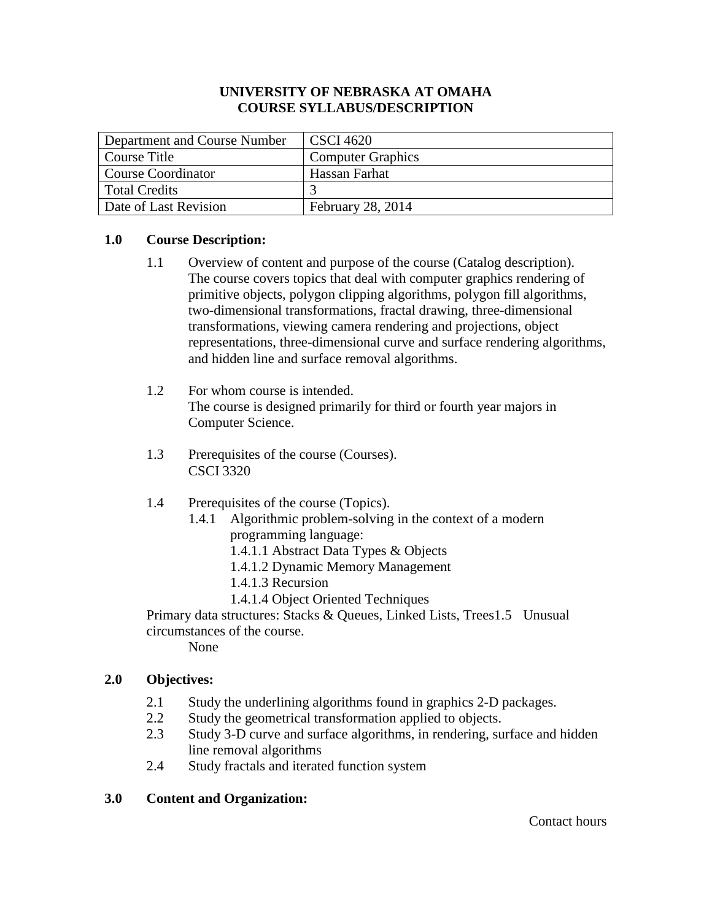**UNIVERSITY OF NEBRASKA AT OMAHA**
**COURSE SYLLABUS/DESCRIPTION**

| Department and Course Number | CSCI 4620 |
| --- | --- |
| Course Title | Computer Graphics |
| Course Coordinator | Hassan Farhat |
| Total Credits | 3 |
| Date of Last Revision | February 28, 2014 |

## 1.0 Course Description:

1.1 Overview of content and purpose of the course (Catalog description).
The course covers topics that deal with computer graphics rendering of primitive objects, polygon clipping algorithms, polygon fill algorithms, two-dimensional transformations, fractal drawing, three-dimensional transformations, viewing camera rendering and projections, object representations, three-dimensional curve and surface rendering algorithms, and hidden line and surface removal algorithms.

1.2 For whom course is intended.
The course is designed primarily for third or fourth year majors in Computer Science.

1.3 Prerequisites of the course (Courses).
CSCI 3320

1.4 Prerequisites of the course (Topics).

1.4.1 Algorithmic problem-solving in the context of a modern programming language:

1.4.1.1 Abstract Data Types & Objects
1.4.1.2 Dynamic Memory Management
1.4.1.3 Recursion
1.4.1.4 Object Oriented Techniques

Primary data structures: Stacks & Queues, Linked Lists, Trees1.5 Unusual circumstances of the course.
None

## 2.0 Objectives:

2.1 Study the underlining algorithms found in graphics 2-D packages.
2.2 Study the geometrical transformation applied to objects.
2.3 Study 3-D curve and surface algorithms, in rendering, surface and hidden line removal algorithms
2.4 Study fractals and iterated function system

## 3.0 Content and Organization:

Contact hours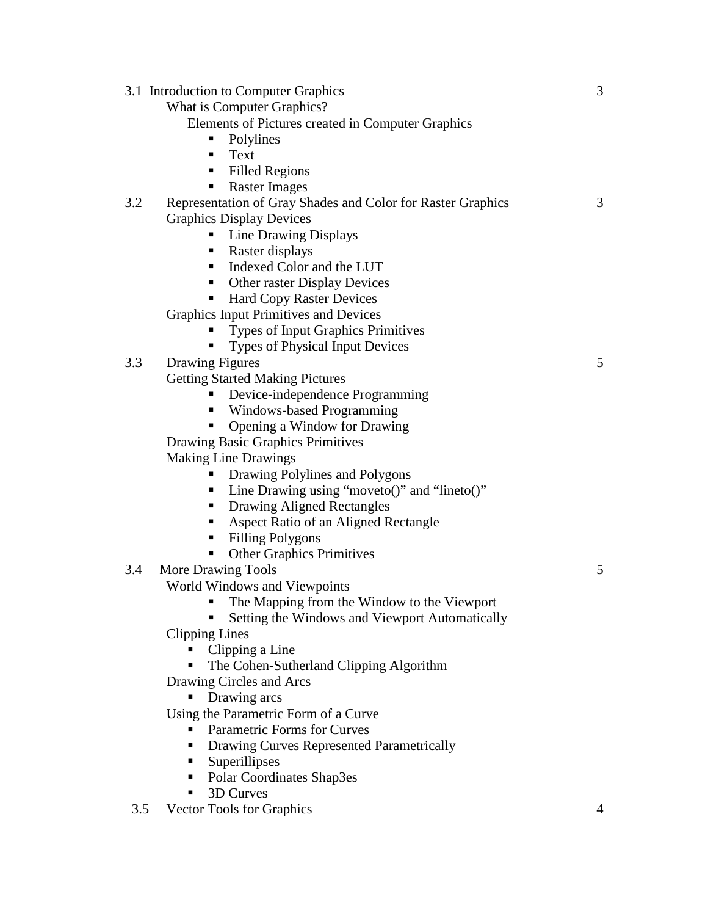| | | |
|---|---|---|
| 3.1 | Introduction to Computer Graphics | 3 |
| | What is Computer Graphics? | |
| | Elements of Pictures created in Computer Graphics | |
| | ▪ Polylines | |
| | ▪ Text | |
| | ▪ Filled Regions | |
| | ▪ Raster Images | |
| 3.2 | Representation of Gray Shades and Color for Raster Graphics | 3 |
| | Graphics Display Devices | |
| | ▪ Line Drawing Displays | |
| | ▪ Raster displays | |
| | ▪ Indexed Color and the LUT | |
| | ▪ Other raster Display Devices | |
| | ▪ Hard Copy Raster Devices | |
| | Graphics Input Primitives and Devices | |
| | ▪ Types of Input Graphics Primitives | |
| | ▪ Types of Physical Input Devices | |
| 3.3 | Drawing Figures | 5 |
| | Getting Started Making Pictures | |
| | ▪ Device-independence Programming | |
| | ▪ Windows-based Programming | |
| | ▪ Opening a Window for Drawing | |
| | Drawing Basic Graphics Primitives | |
| | Making Line Drawings | |
| | ▪ Drawing Polylines and Polygons | |
| | ▪ Line Drawing using "moveto()" and "lineto()" | |
| | ▪ Drawing Aligned Rectangles | |
| | ▪ Aspect Ratio of an Aligned Rectangle | |
| | ▪ Filling Polygons | |
| | ▪ Other Graphics Primitives | |
| 3.4 | More Drawing Tools | 5 |
| | World Windows and Viewpoints | |
| | ▪ The Mapping from the Window to the Viewport | |
| | ▪ Setting the Windows and Viewport Automatically | |
| | Clipping Lines | |
| | ▪ Clipping a Line | |
| | ▪ The Cohen-Sutherland Clipping Algorithm | |
| | Drawing Circles and Arcs | |
| | ▪ Drawing arcs | |
| | Using the Parametric Form of a Curve | |
| | ▪ Parametric Forms for Curves | |
| | ▪ Drawing Curves Represented Parametrically | |
| | ▪ Superillipses | |
| | ▪ Polar Coordinates Shap3es | |
| | ▪ 3D Curves | |
| 3.5 | Vector Tools for Graphics | 4 |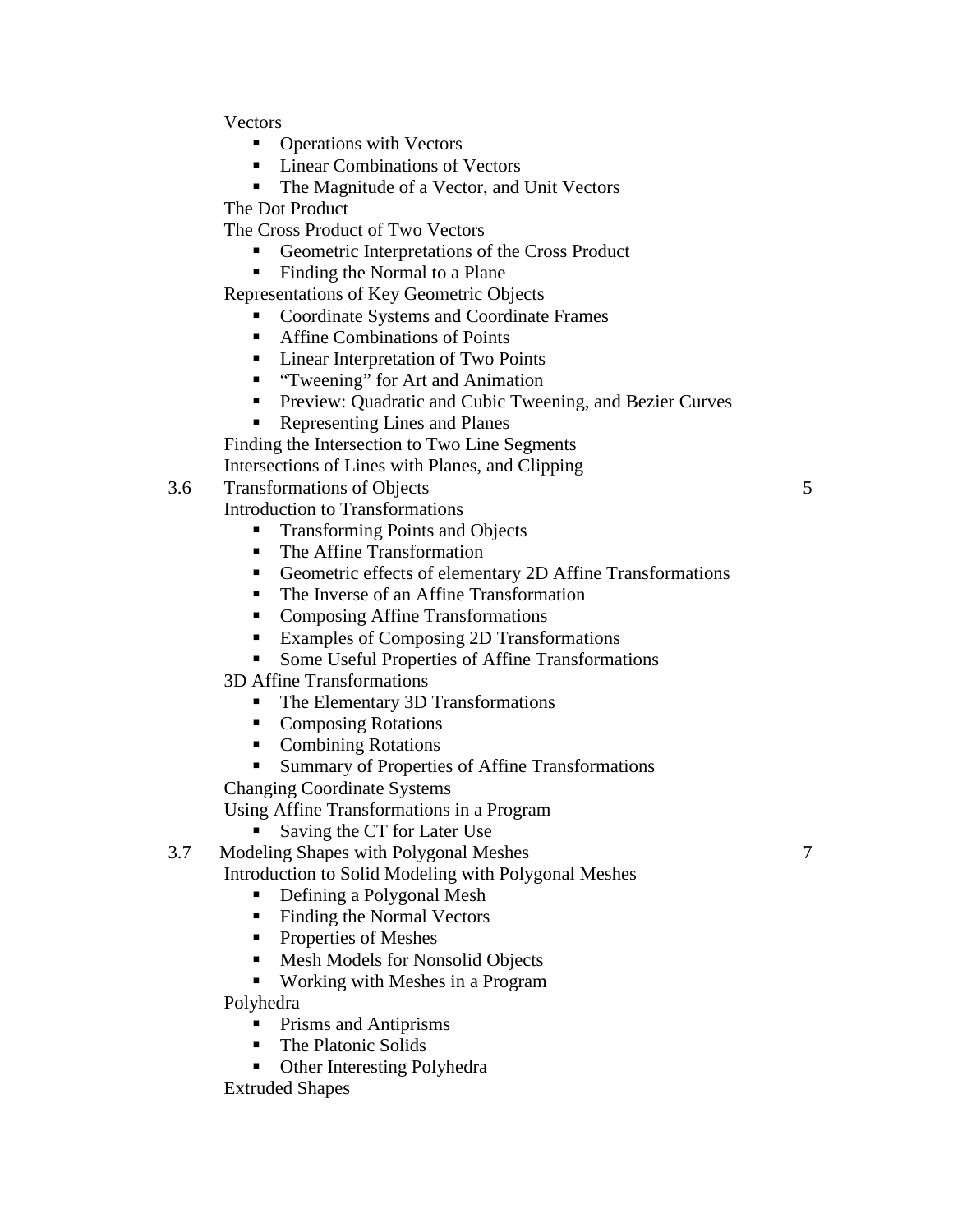Vectors

- Operations with Vectors
- Linear Combinations of Vectors
- The Magnitude of a Vector, and Unit Vectors

The Dot Product

The Cross Product of Two Vectors

- Geometric Interpretations of the Cross Product
- Finding the Normal to a Plane

Representations of Key Geometric Objects

- Coordinate Systems and Coordinate Frames
- Affine Combinations of Points
- Linear Interpretation of Two Points
- "Tweening" for Art and Animation
- Preview: Quadratic and Cubic Tweening, and Bezier Curves
- Representing Lines and Planes

Finding the Intersection to Two Line Segments

Intersections of Lines with Planes, and Clipping

| | | |
|---|---|---|
| 3.6 | Transformations of Objects | 5 |

Introduction to Transformations

- Transforming Points and Objects
- The Affine Transformation
- Geometric effects of elementary 2D Affine Transformations
- The Inverse of an Affine Transformation
- Composing Affine Transformations
- Examples of Composing 2D Transformations
- Some Useful Properties of Affine Transformations

3D Affine Transformations

- The Elementary 3D Transformations
- Composing Rotations
- Combining Rotations
- Summary of Properties of Affine Transformations

Changing Coordinate Systems

Using Affine Transformations in a Program

- Saving the CT for Later Use

| | | |
|---|---|---|
| 3.7 | Modeling Shapes with Polygonal Meshes | 7 |

Introduction to Solid Modeling with Polygonal Meshes

- Defining a Polygonal Mesh
- Finding the Normal Vectors
- Properties of Meshes
- Mesh Models for Nonsolid Objects
- Working with Meshes in a Program

Polyhedra

- Prisms and Antiprisms
- The Platonic Solids
- Other Interesting Polyhedra

Extruded Shapes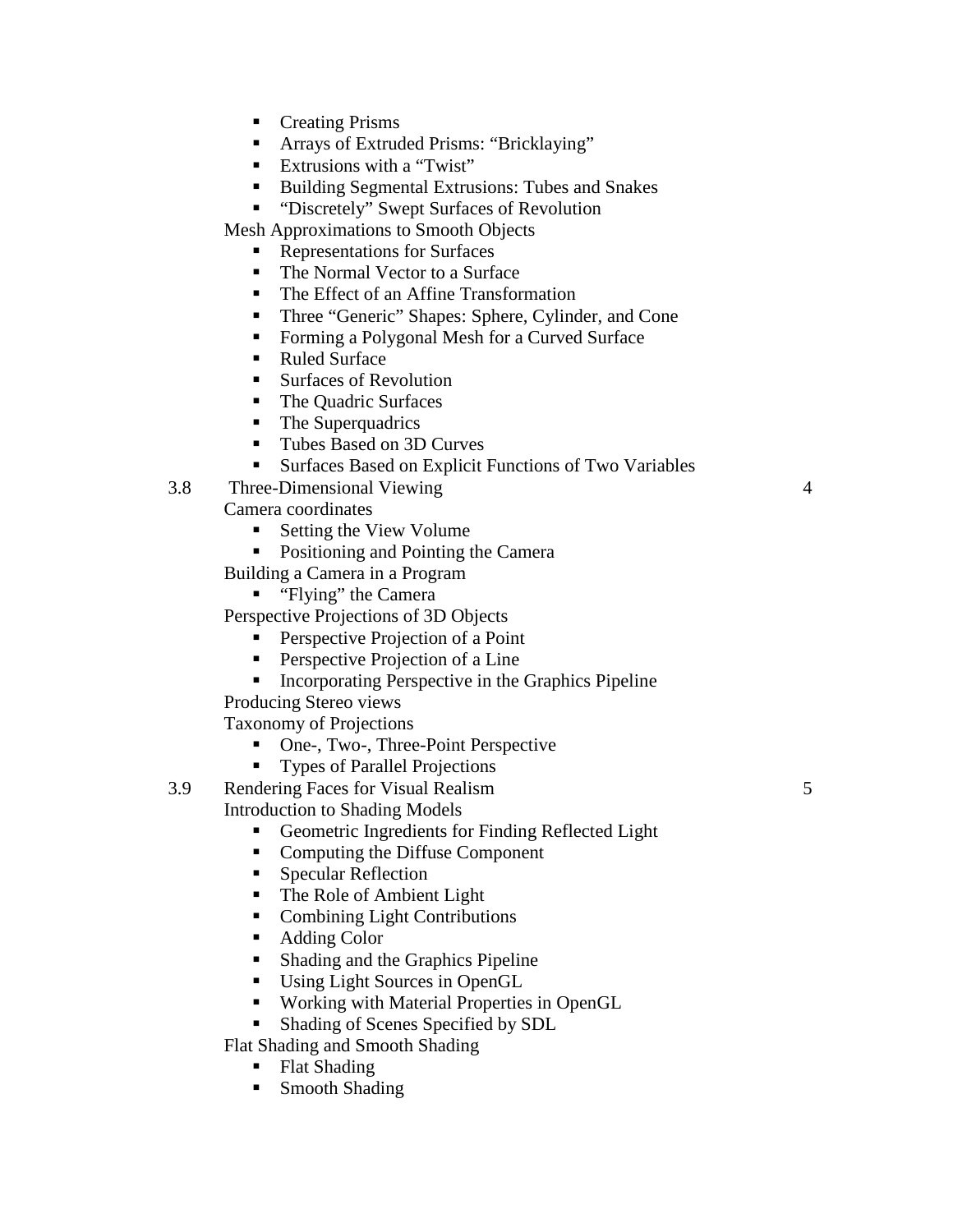- Creating Prisms
- Arrays of Extruded Prisms: "Bricklaying"
- Extrusions with a "Twist"
- Building Segmental Extrusions: Tubes and Snakes
- "Discretely" Swept Surfaces of Revolution

Mesh Approximations to Smooth Objects

- Representations for Surfaces
- The Normal Vector to a Surface
- The Effect of an Affine Transformation
- Three "Generic" Shapes: Sphere, Cylinder, and Cone
- Forming a Polygonal Mesh for a Curved Surface
- Ruled Surface
- Surfaces of Revolution
- The Quadric Surfaces
- The Superquadrics
- Tubes Based on 3D Curves
- Surfaces Based on Explicit Functions of Two Variables

3.8 Three-Dimensional Viewing 4

Camera coordinates

- Setting the View Volume
- Positioning and Pointing the Camera

Building a Camera in a Program

- "Flying" the Camera

Perspective Projections of 3D Objects

- Perspective Projection of a Point
- Perspective Projection of a Line
- Incorporating Perspective in the Graphics Pipeline

Producing Stereo views

Taxonomy of Projections

- One-, Two-, Three-Point Perspective
- Types of Parallel Projections

3.9 Rendering Faces for Visual Realism 5

Introduction to Shading Models

- Geometric Ingredients for Finding Reflected Light
- Computing the Diffuse Component
- Specular Reflection
- The Role of Ambient Light
- Combining Light Contributions
- Adding Color
- Shading and the Graphics Pipeline
- Using Light Sources in OpenGL
- Working with Material Properties in OpenGL
- Shading of Scenes Specified by SDL

Flat Shading and Smooth Shading

- Flat Shading
- Smooth Shading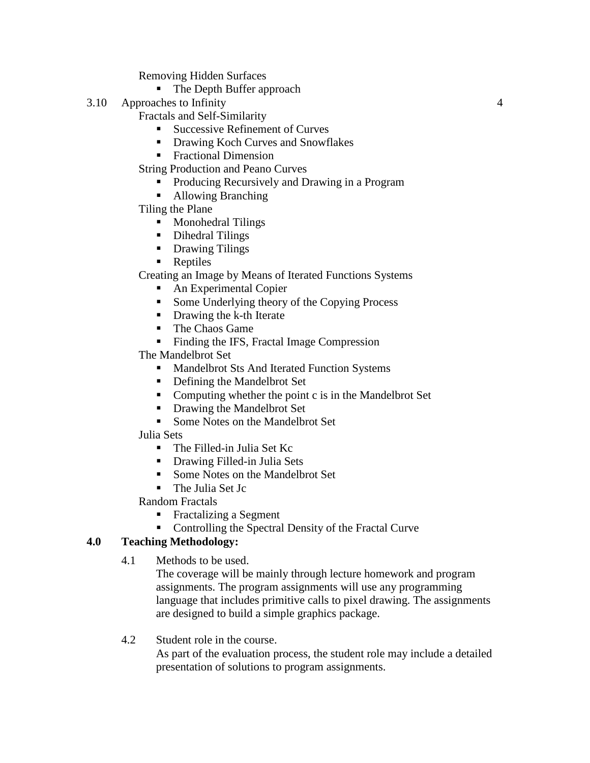Removing Hidden Surfaces

- The Depth Buffer approach

3.10 Approaches to Infinity 4

Fractals and Self-Similarity

- Successive Refinement of Curves
- Drawing Koch Curves and Snowflakes
- Fractional Dimension

String Production and Peano Curves

- Producing Recursively and Drawing in a Program
- Allowing Branching

Tiling the Plane

- Monohedral Tilings
- Dihedral Tilings
- Drawing Tilings
- Reptiles

Creating an Image by Means of Iterated Functions Systems

- An Experimental Copier
- Some Underlying theory of the Copying Process
- Drawing the k-th Iterate
- The Chaos Game
- Finding the IFS, Fractal Image Compression

The Mandelbrot Set

- Mandelbrot Sts And Iterated Function Systems
- Defining the Mandelbrot Set
- Computing whether the point c is in the Mandelbrot Set
- Drawing the Mandelbrot Set
- Some Notes on the Mandelbrot Set

Julia Sets

- The Filled-in Julia Set Kc
- Drawing Filled-in Julia Sets
- Some Notes on the Mandelbrot Set
- The Julia Set Jc

Random Fractals

- Fractalizing a Segment
- Controlling the Spectral Density of the Fractal Curve

## 4.0 Teaching Methodology:

4.1 Methods to be used.

The coverage will be mainly through lecture homework and program assignments. The program assignments will use any programming language that includes primitive calls to pixel drawing. The assignments are designed to build a simple graphics package.

4.2 Student role in the course.

As part of the evaluation process, the student role may include a detailed presentation of solutions to program assignments.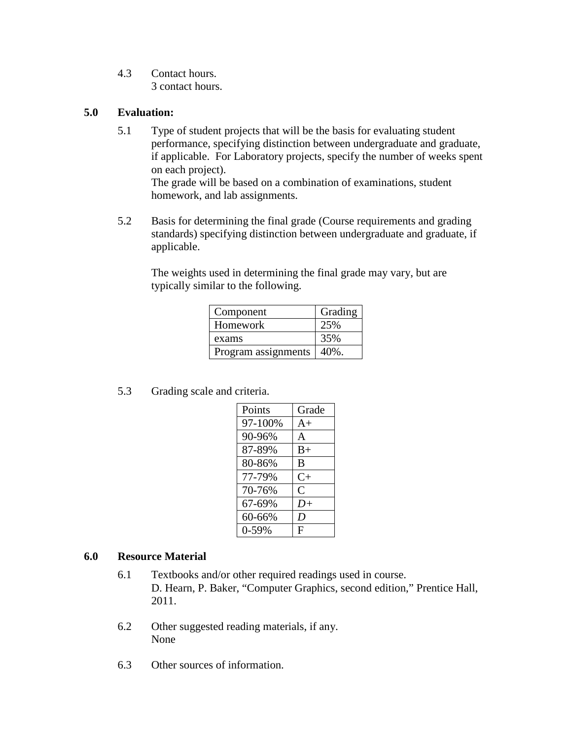4.3 Contact hours.
3 contact hours.

## 5.0 Evaluation:

5.1 Type of student projects that will be the basis for evaluating student performance, specifying distinction between undergraduate and graduate, if applicable. For Laboratory projects, specify the number of weeks spent on each project).
The grade will be based on a combination of examinations, student homework, and lab assignments.

5.2 Basis for determining the final grade (Course requirements and grading standards) specifying distinction between undergraduate and graduate, if applicable.

The weights used in determining the final grade may vary, but are typically similar to the following.

| Component | Grading |
|---|---|
| Homework | 25% |
| exams | 35% |
| Program assignments | 40%. |

5.3 Grading scale and criteria.

| Points | Grade |
|---|---|
| 97-100% | A+ |
| 90-96% | A |
| 87-89% | B+ |
| 80-86% | B |
| 77-79% | C+ |
| 70-76% | C |
| 67-69% | *D+* |
| 60-66% | *D* |
| 0-59% | F |

## 6.0 Resource Material

6.1 Textbooks and/or other required readings used in course.
D. Hearn, P. Baker, "Computer Graphics, second edition," Prentice Hall, 2011.

6.2 Other suggested reading materials, if any.
None

6.3 Other sources of information.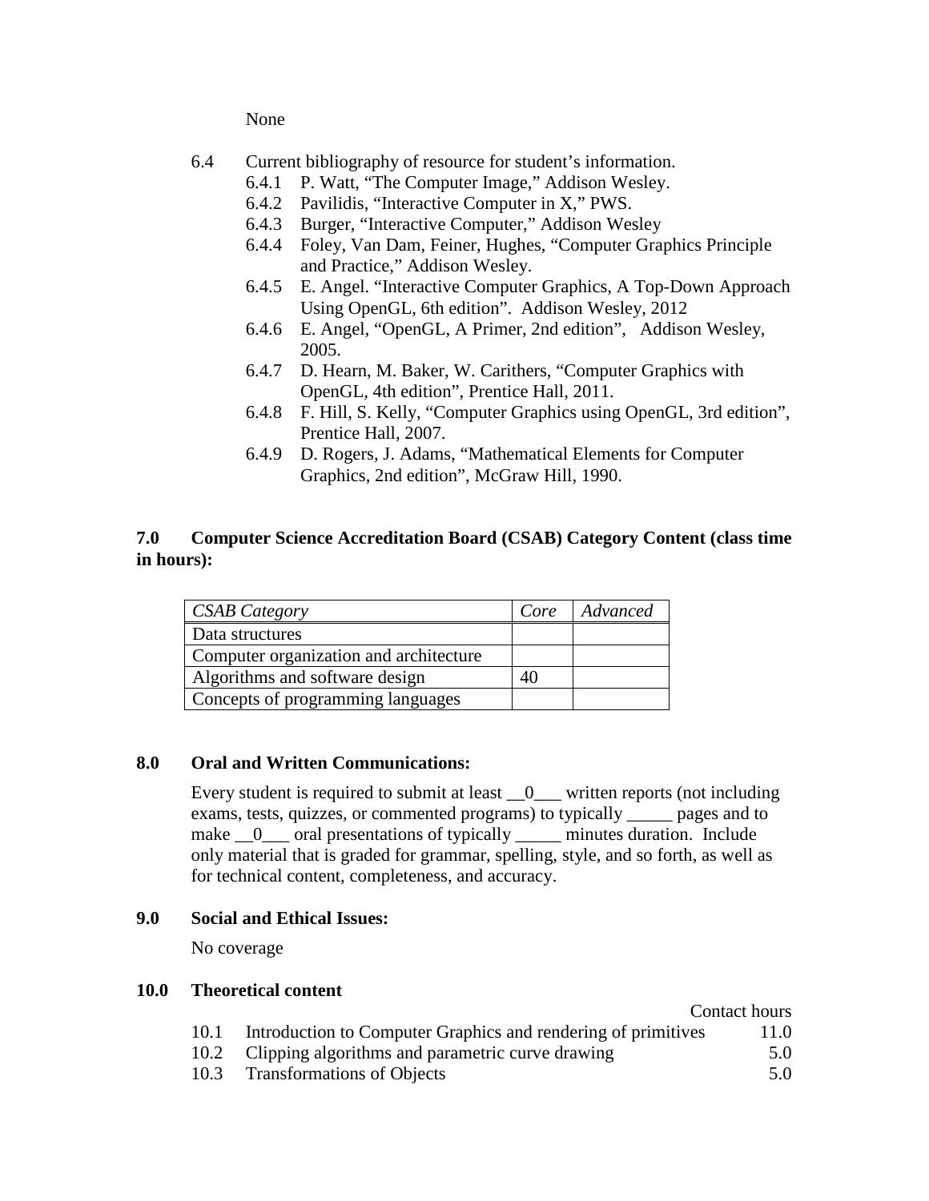None

6.4 Current bibliography of resource for student's information.

- 6.4.1 P. Watt, "The Computer Image," Addison Wesley.
- 6.4.2 Pavilidis, "Interactive Computer in X," PWS.
- 6.4.3 Burger, "Interactive Computer," Addison Wesley
- 6.4.4 Foley, Van Dam, Feiner, Hughes, "Computer Graphics Principle and Practice," Addison Wesley.
- 6.4.5 E. Angel. "Interactive Computer Graphics, A Top-Down Approach Using OpenGL, 6th edition". Addison Wesley, 2012
- 6.4.6 E. Angel, "OpenGL, A Primer, 2nd edition", Addison Wesley, 2005.
- 6.4.7 D. Hearn, M. Baker, W. Carithers, "Computer Graphics with OpenGL, 4th edition", Prentice Hall, 2011.
- 6.4.8 F. Hill, S. Kelly, "Computer Graphics using OpenGL, 3rd edition", Prentice Hall, 2007.
- 6.4.9 D. Rogers, J. Adams, "Mathematical Elements for Computer Graphics, 2nd edition", McGraw Hill, 1990.

## 7.0 Computer Science Accreditation Board (CSAB) Category Content (class time in hours):

| *CSAB Category* | *Core* | *Advanced* |
|---|---|---|
| Data structures | | |
| Computer organization and architecture | | |
| Algorithms and software design | 40 | |
| Concepts of programming languages | | |

## 8.0 Oral and Written Communications:

Every student is required to submit at least __0___ written reports (not including exams, tests, quizzes, or commented programs) to typically _____ pages and to make __0___ oral presentations of typically _____ minutes duration. Include only material that is graded for grammar, spelling, style, and so forth, as well as for technical content, completeness, and accuracy.

## 9.0 Social and Ethical Issues:

No coverage

## 10.0 Theoretical content

| | | Contact hours |
|---|---|---|
| 10.1 | Introduction to Computer Graphics and rendering of primitives | 11.0 |
| 10.2 | Clipping algorithms and parametric curve drawing | 5.0 |
| 10.3 | Transformations of Objects | 5.0 |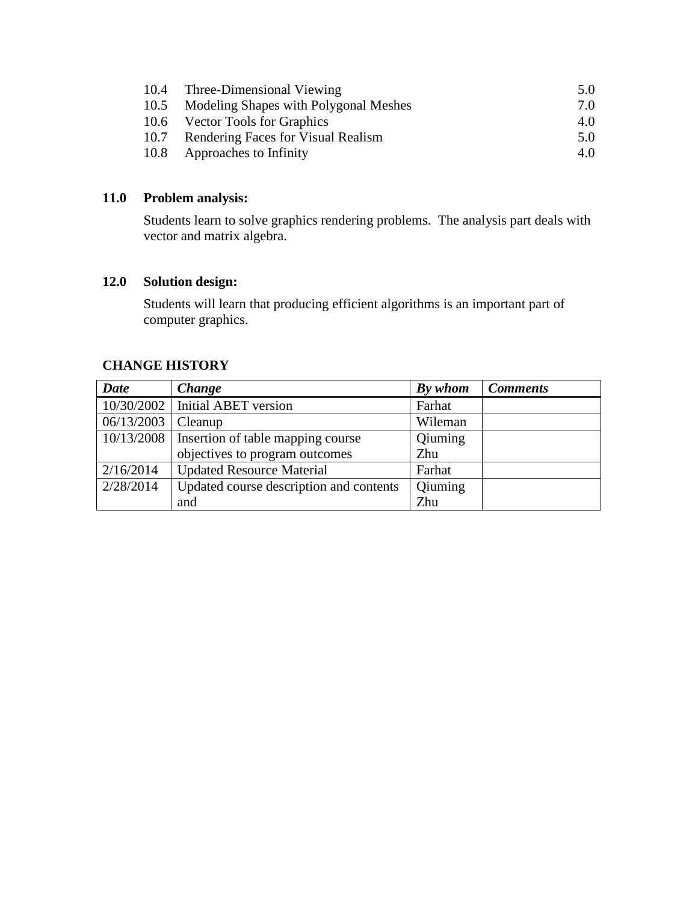| | | |
|---|---|---|
| 10.4 | Three-Dimensional Viewing | 5.0 |
| 10.5 | Modeling Shapes with Polygonal Meshes | 7.0 |
| 10.6 | Vector Tools for Graphics | 4.0 |
| 10.7 | Rendering Faces for Visual Realism | 5.0 |
| 10.8 | Approaches to Infinity | 4.0 |

## 11.0 Problem analysis:

Students learn to solve graphics rendering problems. The analysis part deals with vector and matrix algebra.

## 12.0 Solution design:

Students will learn that producing efficient algorithms is an important part of computer graphics.

## CHANGE HISTORY

| ***Date*** | ***Change*** | ***By whom*** | ***Comments*** |
|---|---|---|---|
| 10/30/2002 | Initial ABET version | Farhat | |
| 06/13/2003 | Cleanup | Wileman | |
| 10/13/2008 | Insertion of table mapping course objectives to program outcomes | Qiuming Zhu | |
| 2/16/2014 | Updated Resource Material | Farhat | |
| 2/28/2014 | Updated course description and contents and | Qiuming Zhu | |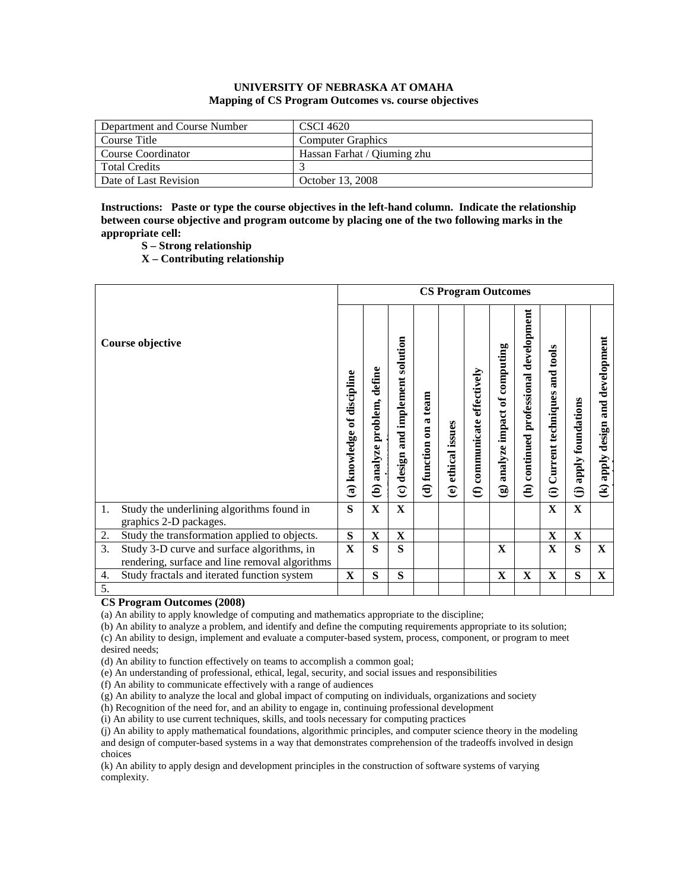**UNIVERSITY OF NEBRASKA AT OMAHA**
**Mapping of CS Program Outcomes vs. course objectives**

| | |
|---|---|
| Department and Course Number | CSCI 4620 |
| Course Title | Computer Graphics |
| Course Coordinator | Hassan Farhat / Qiuming zhu |
| Total Credits | 3 |
| Date of Last Revision | October 13, 2008 |

**Instructions: Paste or type the course objectives in the left-hand column. Indicate the relationship between course objective and program outcome by placing one of the two following marks in the appropriate cell:**

**S – Strong relationship**
**X – Contributing relationship**

| Course objective | CS Program Outcomes | | | | | | | | | | |
|---|---|---|---|---|---|---|---|---|---|---|---|
| | (a) knowledge of discipline | (b) analyze problem, define | (c) design and implement solution | (d) function on a team | (e) ethical issues | (f) communicate effectively | (g) analyze impact of computing | (h) continued professional development | (i) Current techniques and tools | (j) apply foundations | (k) apply design and development |
| 1. Study the underlining algorithms found in graphics 2-D packages. | S | X | X | | | | | | X | X | |
| 2. Study the transformation applied to objects. | S | X | X | | | | | | X | X | |
| 3. Study 3-D curve and surface algorithms, in rendering, surface and line removal algorithms | X | S | S | | | | X | | X | S | X |
| 4. Study fractals and iterated function system | X | S | S | | | | X | X | X | S | X |
| 5. | | | | | | | | | | | |

**CS Program Outcomes (2008)**

(a) An ability to apply knowledge of computing and mathematics appropriate to the discipline;

(b) An ability to analyze a problem, and identify and define the computing requirements appropriate to its solution;

(c) An ability to design, implement and evaluate a computer-based system, process, component, or program to meet desired needs;

(d) An ability to function effectively on teams to accomplish a common goal;

(e) An understanding of professional, ethical, legal, security, and social issues and responsibilities

(f) An ability to communicate effectively with a range of audiences

(g) An ability to analyze the local and global impact of computing on individuals, organizations and society

(h) Recognition of the need for, and an ability to engage in, continuing professional development

(i) An ability to use current techniques, skills, and tools necessary for computing practices

(j) An ability to apply mathematical foundations, algorithmic principles, and computer science theory in the modeling and design of computer-based systems in a way that demonstrates comprehension of the tradeoffs involved in design choices

(k) An ability to apply design and development principles in the construction of software systems of varying complexity.